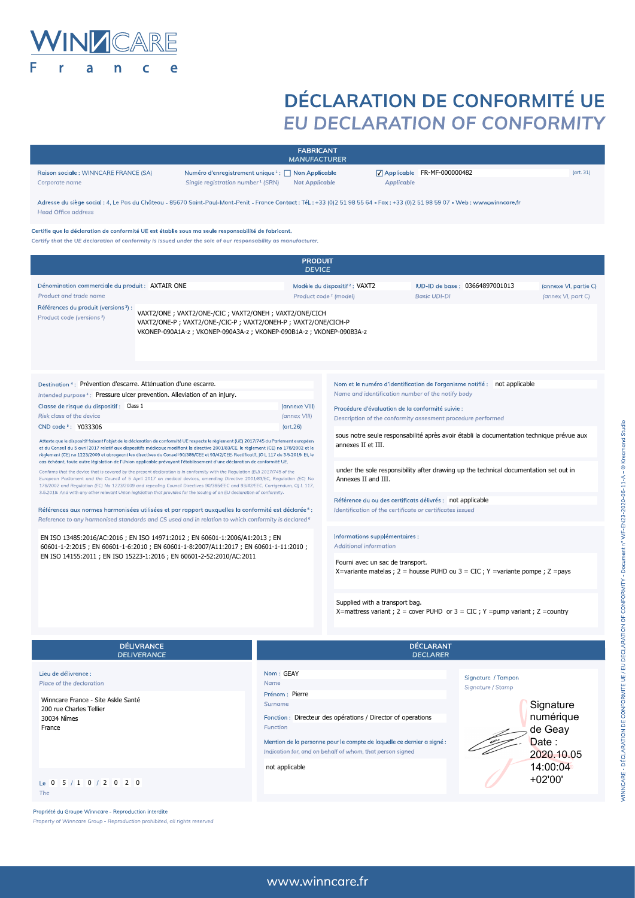# WINNCARE France

# DÉCLARATION DE CONFORMITÉ UE

# *EU DECLARATION OF CONFORMITY*

## FABRICANT / *MANUFACTURER*

Raison sociale : WINNCARE FRANCE (SA)
*Corporate name*

Numéro d'enregistrement unique [1] : ☐ Non Applicable ☑ Applicable FR-MF-000000482 (art. 31)
*Single registration number [1] (SRN) Not Applicable Applicable*

Adresse du siège social : 4, Le Pas du Château - 85670 Saint-Paul-Mont-Penit - France Contact : Tél. : +33 (0)2 51 98 55 64 - Fax : +33 (0)2 51 98 59 07 - Web : www.winncare.fr
*Head Office address*

**Certifie que la déclaration de conformité UE est établie sous ma seule responsabilité de fabricant.**
*Certify that the UE declaration of conformity is issued under the sole of our responsability as manufacturer.*

## PRODUIT / *DEVICE*

Dénomination commerciale du produit : AXTAIR ONE
*Product and trade name*

Modèle du dispositif [2] : VAXT2
*Product code [2] (model)*

IUD-ID de base : 03664897001013 (annexe VI, partie C)
*Basic UDI-DI (annex VI, part C)*

Références du produit (versions [3]) :
*Product code (versions [3])*

VAXT2/ONE ; VAXT2/ONE-/CIC ; VAXT2/ONEH ; VAXT2/ONE/CICH
VAXT2/ONE-P ; VAXT2/ONE-/CIC-P ; VAXT2/ONEH-P ; VAXT2/ONE/CICH-P
VKONEP-090A1A-z ; VKONEP-090A3A-z ; VKONEP-090B1A-z ; VKONEP-090B3A-z

Destination [4] : Prévention d'escarre. Atténuation d'une escarre.
*Intended purpose [4]* : Pressure ulcer prevention. Alleviation of an injury.

Classe de risque du dispositif : Class 1 (annexe VIII)
*Risk class of the device (annex VIII)*

CND code [5] : Y033306 (art.26)

Atteste que le dispositif faisant l'objet de la déclaration de conformité UE respecte le règlement (UE) 2017/745 du Parlement européen et du Conseil du 5 avril 2017 relatif aux dispositifs médicaux modifiant la directive 2001/83/CE, le règlement (CE) no 178/2002 et le règlement (CE) no 1223/2009 et abrogeant les directives du Conseil 90/385/CEE et 93/42/CEE. Rectificatif, JO L 117 du 3.5.2019. Et, le cas échéant, toute autre législation de l'Union applicable prévoyant l'établissement d'une déclaration de conformité UE.

*Confirms that the device that is covered by the present declaration is in conformity with the Regulation (EU) 2017/745 of the European Parliament and the Council of 5 April 2017 on medical devices, amending Directive 2001/83/EC, Regulation (EC) No 178/2002 and Regulation (EC) No 1223/2009 and repealing Council Directives 90/385/EEC and 93/42/EEC. Corrigendum, OJ L 117, 3.5.2019. And with any other relevant Union legislation that provides for the issuing of an EU declaration of conformity.*

Références aux normes harmonisées utilisées et par rapport auxquelles la conformité est déclarée [6] :
*Reference to any harmonised standards and CS used and in relation to which conformity is declared [6]*

EN ISO 13485:2016/AC:2016 ; EN ISO 14971:2012 ; EN 60601-1:2006/A1:2013 ; EN 60601-1-2:2015 ; EN 60601-1-6:2010 ; EN 60601-1-8:2007/A11:2017 ; EN 60601-1-11:2010 ; EN ISO 14155:2011 ; EN ISO 15223-1:2016 ; EN 60601-2-52:2010/AC:2011

Nom et le numéro d'identification de l'organisme notifié : not applicable
*Name and identification number of the notify body*

Procédure d'évaluation de la conformité suivie :
*Description of the conformity assesment procedure performed*

sous notre seule responsabilité après avoir établi la documentation technique prévue aux annexes II et III.

under the sole responsibility after drawing up the technical documentation set out in Annexes II and III.

Référence du ou des certificats délivrés : not applicable
*Identification of the certificate or certificates issued*

Informations supplémentaires :
*Additional information*

Fourni avec un sac de transport.
X=variante matelas ; 2 = housse PUHD ou 3 = CIC ; Y =variante pompe ; Z =pays

Supplied with a transport bag.
X=mattress variant ; 2 = cover PUHD or 3 = CIC ; Y =pump variant ; Z =country

## DÉLIVRANCE / *DELIVERANCE*

Lieu de délivrance :
*Place of the declaration*

Winncare France - Site Askle Santé
200 rue Charles Tellier
30034 Nîmes
France

Le 05/10/2020
*The*

## DÉCLARANT / *DECLARER*

Nom : GEAY
*Name*

Prénom : Pierre
*Surname*

Fonction : Directeur des opérations / Director of operations
*Function*

Mention de la personne pour le compte de laquelle ce dernier a signé :
*Indication for, and on behalf of whom, that person signed*

not applicable

Signature / Tampon
*Signature / Stamp*

Signature numérique de Geay
Date : 2020.10.05 14:00:04 +02'00'

Propriété du Groupe Winncare - Reproduction interdite
*Property of Winncare Group - Reproduction prohibited, all rights reserved*

www.winncare.fr

WINNCARE - DÉCLARATION DE CONFORMITÉ UE / EU DECLARATION OF CONFORMITY - Document n° WF-EN23-2020-06-11-A - © Kreamond Studio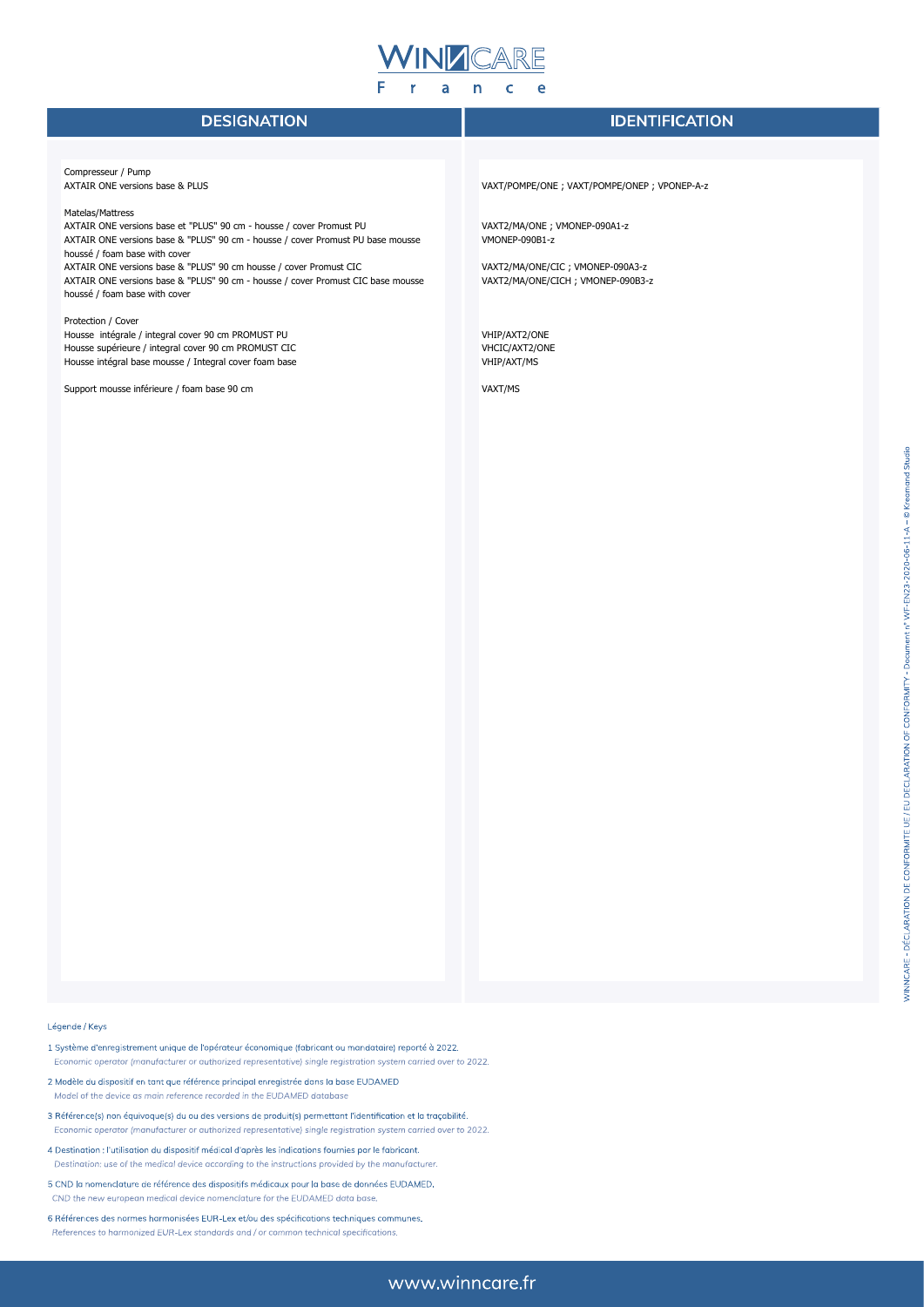# WINNCARE France

| DESIGNATION | IDENTIFICATION |
|---|---|
| Compresseur / Pump<br>AXTAIR ONE versions base & PLUS | VAXT/POMPE/ONE ; VAXT/POMPE/ONEP ; VPONEP-A-z |
| Matelas/Mattress<br>AXTAIR ONE versions base et "PLUS" 90 cm - housse / cover Promust PU<br>AXTAIR ONE versions base & "PLUS" 90 cm - housse / cover Promust PU base mousse houssé / foam base with cover | VAXT2/MA/ONE ; VMONEP-090A1-z<br>VMONEP-090B1-z |
| AXTAIR ONE versions base & "PLUS" 90 cm housse / cover Promust CIC<br>AXTAIR ONE versions base & "PLUS" 90 cm - housse / cover Promust CIC base mousse houssé / foam base with cover | VAXT2/MA/ONE/CIC ; VMONEP-090A3-z<br>VAXT2/MA/ONE/CICH ; VMONEP-090B3-z |
| Protection / Cover<br>Housse intégrale / integral cover 90 cm PROMUST PU<br>Housse supérieure / integral cover 90 cm PROMUST CIC<br>Housse intégral base mousse / Integral cover foam base | VHIP/AXT2/ONE<br>VHCIC/AXT2/ONE<br>VHIP/AXT/MS |
| Support mousse inférieure / foam base 90 cm | VAXT/MS |

Légende / Keys

1 Système d'enregistrement unique de l'opérateur économique (fabricant ou mandataire) reporté à 2022.
*Economic operator (manufacturer or authorized representative) single registration system carried over to 2022.*

2 Modèle du dispositif en tant que référence principal enregistrée dans la base EUDAMED
*Model of the device as main reference recorded in the EUDAMED database*

3 Référence(s) non équivoque(s) du ou des versions de produit(s) permettant l'identification et la traçabilité.
*Economic operator (manufacturer or authorized representative) single registration system carried over to 2022.*

4 Destination : l'utilisation du dispositif médical d'après les indications fournies par le fabricant.
*Destination: use of the medical device according to the instructions provided by the manufacturer.*

5 CND la nomenclature de référence des dispositifs médicaux pour la base de données EUDAMED.
*CND the new european medical device nomenclature for the EUDAMED data base.*

6 Références des normes harmonisées EUR-Lex et/ou des spécifications techniques communes.
*References to harmonized EUR-Lex standards and / or common technical specifications.*

www.winncare.fr

WINNCARE - DÉCLARATION DE CONFORMITE UE / EU DECLARATION OF CONFORMITY - Document n° WF-EN23-2020-06-11-A – © Kreamand Studio